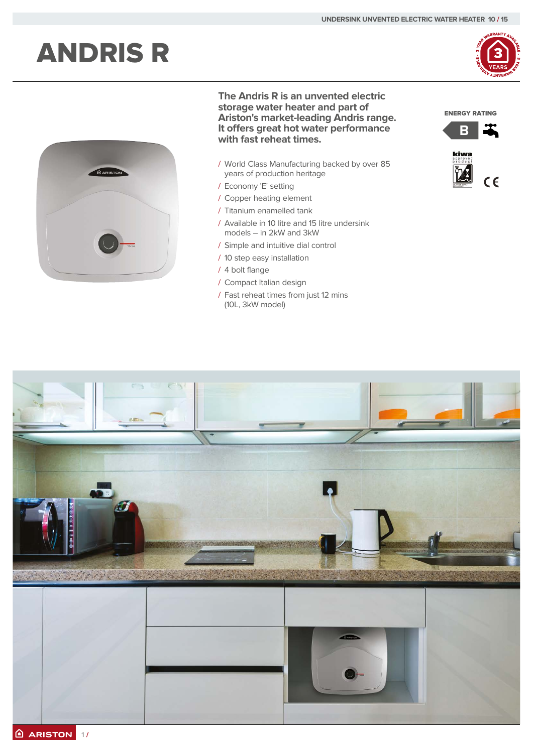# ANDRIS R

**The Andris R is an unvented electric storage water heater and part of Ariston's market-leading Andris range. It offers great hot water performance with fast reheat times.**

- World Class Manufacturing backed by over 85 years of production heritage
- Economy 'E' setting
- Copper heating element
- Titanium enamelled tank
- Available in 10 litre and 15 litre undersink models – in 2kW and 3kW
- Simple and intuitive dial control
- 10 step easy installation
- 4 bolt flange
- Compact Italian design
- Fast reheat times from just 12 mins (10L, 3kW model)

ENERGY RATING

B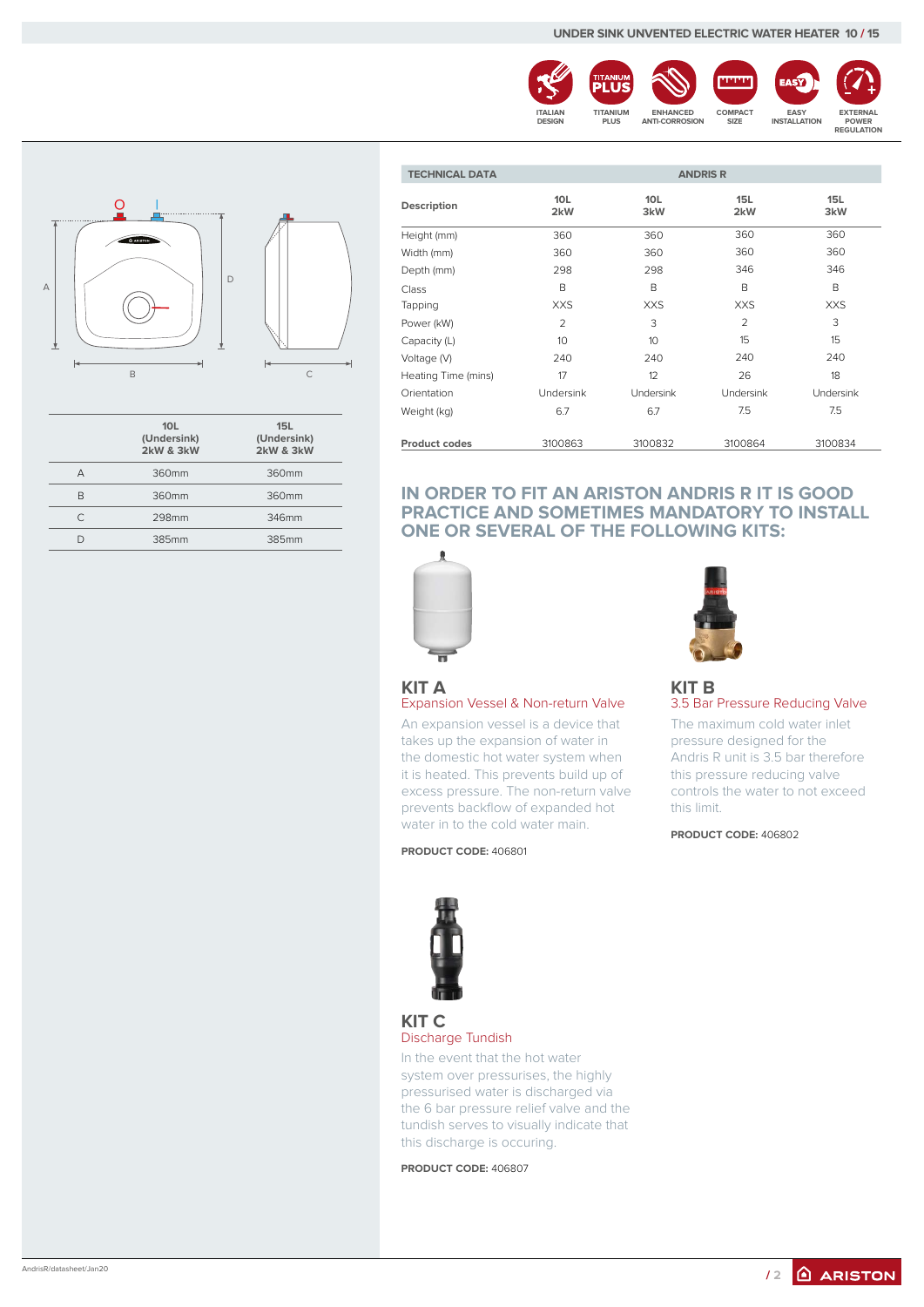ITALIAN DESIGN
TITANIUM PLUS
ENHANCED ANTI-CORROSION
COMPACT SIZE
EASY INSTALLATION
EXTERNAL POWER REGULATION

A
B
C
D

| | 10L (Undersink) 2kW & 3kW | 15L (Undersink) 2kW & 3kW |
|---|---|---|
| A | 360mm | 360mm |
| B | 360mm | 360mm |
| C | 298mm | 346mm |
| D | 385mm | 385mm |

| TECHNICAL DATA | ANDRIS R | | | |
|---|---|---|---|---|
| Description | 10L 2kW | 10L 3kW | 15L 2kW | 15L 3kW |
| Height (mm) | 360 | 360 | 360 | 360 |
| Width (mm) | 360 | 360 | 360 | 360 |
| Depth (mm) | 298 | 298 | 346 | 346 |
| Class | B | B | B | B |
| Tapping | XXS | XXS | XXS | XXS |
| Power (kW) | 2 | 3 | 2 | 3 |
| Capacity (L) | 10 | 10 | 15 | 15 |
| Voltage (V) | 240 | 240 | 240 | 240 |
| Heating Time (mins) | 17 | 12 | 26 | 18 |
| Orientation | Undersink | Undersink | Undersink | Undersink |
| Weight (kg) | 6.7 | 6.7 | 7.5 | 7.5 |
| **Product codes** | 3100863 | 3100832 | 3100864 | 3100834 |

## IN ORDER TO FIT AN ARISTON ANDRIS R IT IS GOOD PRACTICE AND SOMETIMES MANDATORY TO INSTALL ONE OR SEVERAL OF THE FOLLOWING KITS:

### KIT A
Expansion Vessel & Non-return Valve

An expansion vessel is a device that takes up the expansion of water in the domestic hot water system when it is heated. This prevents build up of excess pressure. The non-return valve prevents backflow of expanded hot water in to the cold water main.

**PRODUCT CODE:** 406801

### KIT B
3.5 Bar Pressure Reducing Valve

The maximum cold water inlet pressure designed for the Andris R unit is 3.5 bar therefore this pressure reducing valve controls the water to not exceed this limit.

**PRODUCT CODE:** 406802

### KIT C
Discharge Tundish

In the event that the hot water system over pressurises, the highly pressurised water is discharged via the 6 bar pressure relief valve and the tundish serves to visually indicate that this discharge is occuring.

**PRODUCT CODE:** 406807

AndrisR/datasheet/Jan20